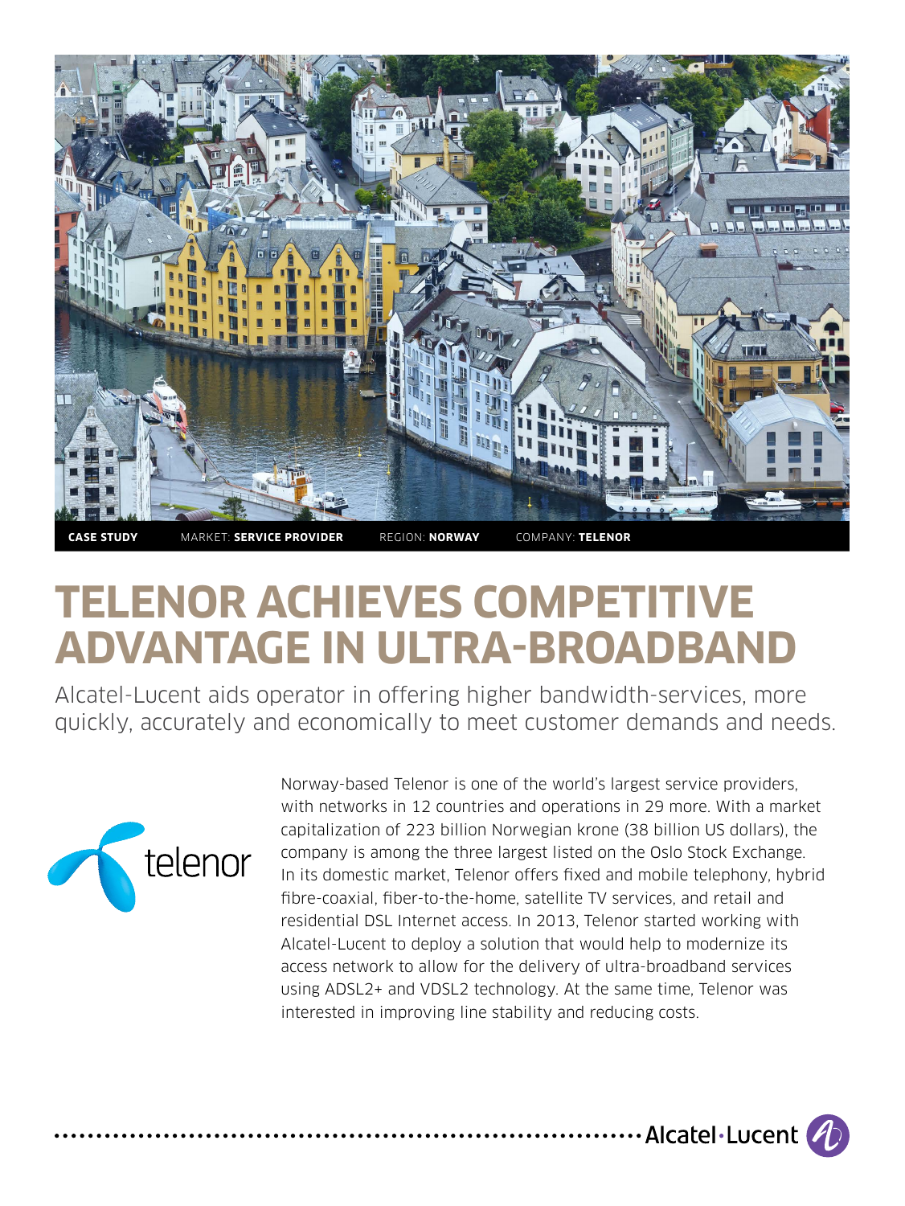**CASE STUDY** MARKET: **SERVICE PROVIDER** REGION: **NORWAY** COMPANY: **TELENOR**

# TELENOR ACHIEVES COMPETITIVE ADVANTAGE IN ULTRA-BROADBAND

Alcatel-Lucent aids operator in offering higher bandwidth-services, more quickly, accurately and economically to meet customer demands and needs.

Norway-based Telenor is one of the world's largest service providers, with networks in 12 countries and operations in 29 more. With a market capitalization of 223 billion Norwegian krone (38 billion US dollars), the company is among the three largest listed on the Oslo Stock Exchange. In its domestic market, Telenor offers fixed and mobile telephony, hybrid fibre-coaxial, fiber-to-the-home, satellite TV services, and retail and residential DSL Internet access. In 2013, Telenor started working with Alcatel-Lucent to deploy a solution that would help to modernize its access network to allow for the delivery of ultra-broadband services using ADSL2+ and VDSL2 technology. At the same time, Telenor was interested in improving line stability and reducing costs.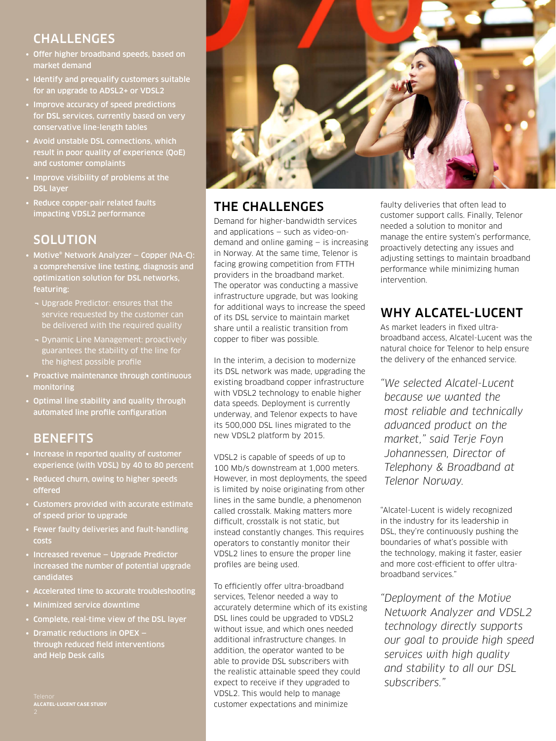## CHALLENGES

- Offer higher broadband speeds, based on market demand
- Identify and prequalify customers suitable for an upgrade to ADSL2+ or VDSL2
- Improve accuracy of speed predictions for DSL services, currently based on very conservative line-length tables
- Avoid unstable DSL connections, which result in poor quality of experience (QoE) and customer complaints
- Improve visibility of problems at the DSL layer
- Reduce copper-pair related faults impacting VDSL2 performance

## SOLUTION

- Motive® Network Analyzer – Copper (NA-C): a comprehensive line testing, diagnosis and optimization solution for DSL networks, featuring:
  - Upgrade Predictor: ensures that the service requested by the customer can be delivered with the required quality
  - Dynamic Line Management: proactively guarantees the stability of the line for the highest possible profile
- Proactive maintenance through continuous monitoring
- Optimal line stability and quality through automated line profile configuration

## BENEFITS

- Increase in reported quality of customer experience (with VDSL) by 40 to 80 percent
- Reduced churn, owing to higher speeds offered
- Customers provided with accurate estimate of speed prior to upgrade
- Fewer faulty deliveries and fault-handling costs
- Increased revenue – Upgrade Predictor increased the number of potential upgrade candidates
- Accelerated time to accurate troubleshooting
- Minimized service downtime
- Complete, real-time view of the DSL layer
- Dramatic reductions in OPEX – through reduced field interventions and Help Desk calls

## THE CHALLENGES

Demand for higher-bandwidth services and applications – such as video-on-demand and online gaming – is increasing in Norway. At the same time, Telenor is facing growing competition from FTTH providers in the broadband market. The operator was conducting a massive infrastructure upgrade, but was looking for additional ways to increase the speed of its DSL service to maintain market share until a realistic transition from copper to fiber was possible.

In the interim, a decision to modernize its DSL network was made, upgrading the existing broadband copper infrastructure with VDSL2 technology to enable higher data speeds. Deployment is currently underway, and Telenor expects to have its 500,000 DSL lines migrated to the new VDSL2 platform by 2015.

VDSL2 is capable of speeds of up to 100 Mb/s downstream at 1,000 meters. However, in most deployments, the speed is limited by noise originating from other lines in the same bundle, a phenomenon called crosstalk. Making matters more difficult, crosstalk is not static, but instead constantly changes. This requires operators to constantly monitor their VDSL2 lines to ensure the proper line profiles are being used.

To efficiently offer ultra-broadband services, Telenor needed a way to accurately determine which of its existing DSL lines could be upgraded to VDSL2 without issue, and which ones needed additional infrastructure changes. In addition, the operator wanted to be able to provide DSL subscribers with the realistic attainable speed they could expect to receive if they upgraded to VDSL2. This would help to manage customer expectations and minimize faulty deliveries that often lead to customer support calls. Finally, Telenor needed a solution to monitor and manage the entire system's performance, proactively detecting any issues and adjusting settings to maintain broadband performance while minimizing human intervention.

## WHY ALCATEL-LUCENT

As market leaders in fixed ultra-broadband access, Alcatel-Lucent was the natural choice for Telenor to help ensure the delivery of the enhanced service.

*"We selected Alcatel-Lucent because we wanted the most reliable and technically advanced product on the market," said Terje Foyn Johannessen, Director of Telephony & Broadband at Telenor Norway.*

"Alcatel-Lucent is widely recognized in the industry for its leadership in DSL, they're continuously pushing the boundaries of what's possible with the technology, making it faster, easier and more cost-efficient to offer ultra-broadband services."

*"Deployment of the Motive Network Analyzer and VDSL2 technology directly supports our goal to provide high speed services with high quality and stability to all our DSL subscribers."*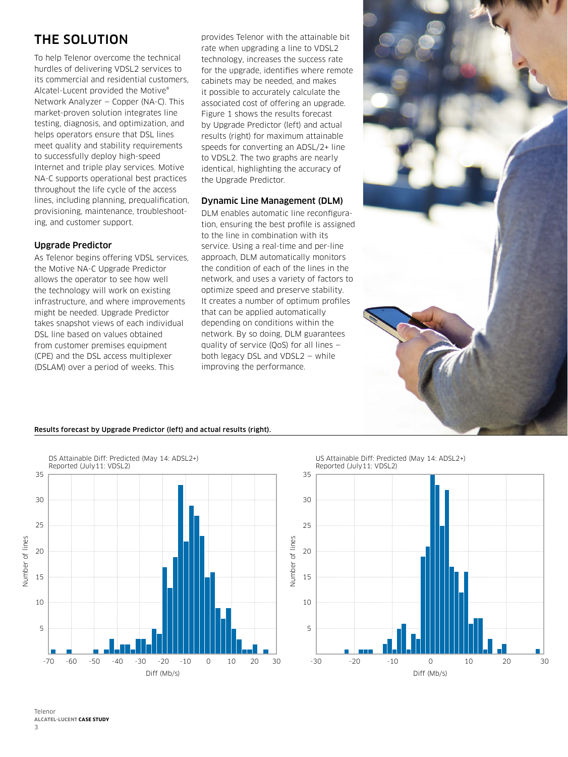# THE SOLUTION

To help Telenor overcome the technical hurdles of delivering VDSL2 services to its commercial and residential customers, Alcatel-Lucent provided the Motive® Network Analyzer – Copper (NA-C). This market-proven solution integrates line testing, diagnosis, and optimization, and helps operators ensure that DSL lines meet quality and stability requirements to successfully deploy high-speed Internet and triple play services. Motive NA-C supports operational best practices throughout the life cycle of the access lines, including planning, prequalification, provisioning, maintenance, troubleshooting, and customer support.

## Upgrade Predictor

As Telenor begins offering VDSL services, the Motive NA-C Upgrade Predictor allows the operator to see how well the technology will work on existing infrastructure, and where improvements might be needed. Upgrade Predictor takes snapshot views of each individual DSL line based on values obtained from customer premises equipment (CPE) and the DSL access multiplexer (DSLAM) over a period of weeks. This provides Telenor with the attainable bit rate when upgrading a line to VDSL2 technology, increases the success rate for the upgrade, identifies where remote cabinets may be needed, and makes it possible to accurately calculate the associated cost of offering an upgrade. Figure 1 shows the results forecast by Upgrade Predictor (left) and actual results (right) for maximum attainable speeds for converting an ADSL/2+ line to VDSL2. The two graphs are nearly identical, highlighting the accuracy of the Upgrade Predictor.

## Dynamic Line Management (DLM)

DLM enables automatic line reconfiguration, ensuring the best profile is assigned to the line in combination with its service. Using a real-time and per-line approach, DLM automatically monitors the condition of each of the lines in the network, and uses a variety of factors to optimize speed and preserve stability. It creates a number of optimum profiles that can be applied automatically depending on conditions within the network. By so doing, DLM guarantees quality of service (QoS) for all lines – both legacy DSL and VDSL2 – while improving the performance.

**Results forecast by Upgrade Predictor (left) and actual results (right).**

DS Attainable Diff: Predicted (May 14: ADSL2+) Reported (July11: VDSL2)

US Attainable Diff: Predicted (May 14: ADSL2+) Reported (July11: VDSL2)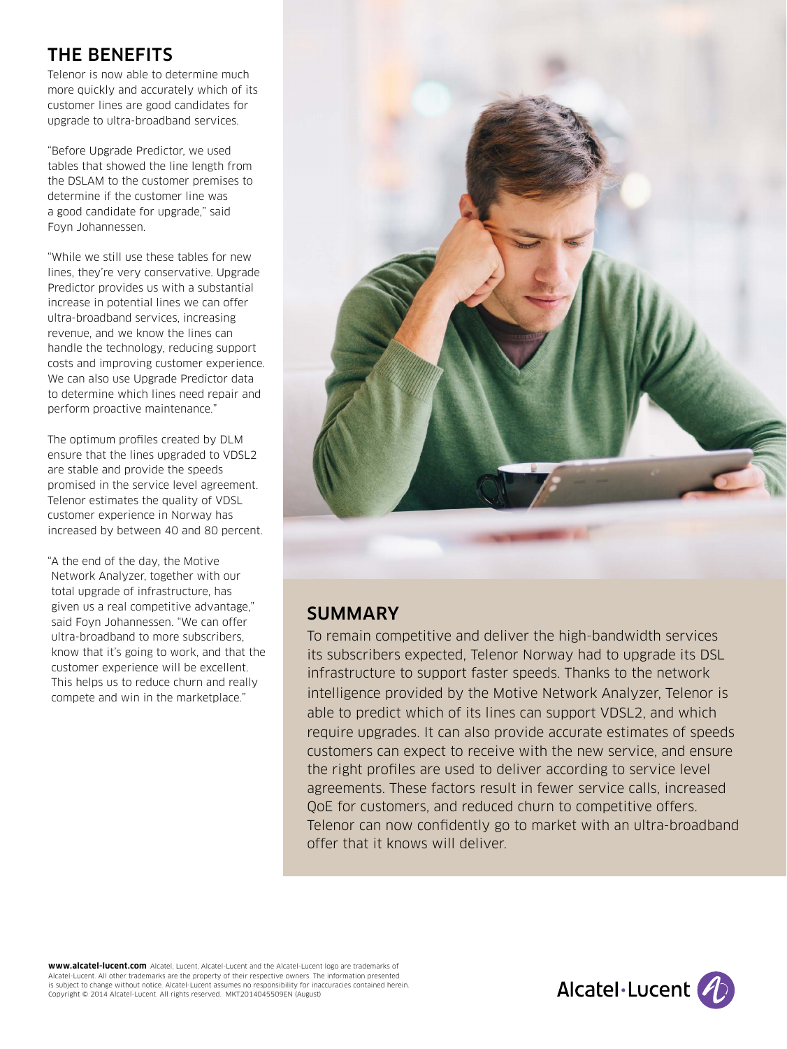## THE BENEFITS

Telenor is now able to determine much more quickly and accurately which of its customer lines are good candidates for upgrade to ultra-broadband services.

"Before Upgrade Predictor, we used tables that showed the line length from the DSLAM to the customer premises to determine if the customer line was a good candidate for upgrade," said Foyn Johannessen.

"While we still use these tables for new lines, they're very conservative. Upgrade Predictor provides us with a substantial increase in potential lines we can offer ultra-broadband services, increasing revenue, and we know the lines can handle the technology, reducing support costs and improving customer experience. We can also use Upgrade Predictor data to determine which lines need repair and perform proactive maintenance."

The optimum profiles created by DLM ensure that the lines upgraded to VDSL2 are stable and provide the speeds promised in the service level agreement. Telenor estimates the quality of VDSL customer experience in Norway has increased by between 40 and 80 percent.

"A the end of the day, the Motive Network Analyzer, together with our total upgrade of infrastructure, has given us a real competitive advantage," said Foyn Johannessen. "We can offer ultra-broadband to more subscribers, know that it's going to work, and that the customer experience will be excellent. This helps us to reduce churn and really compete and win in the marketplace."

## SUMMARY

To remain competitive and deliver the high-bandwidth services its subscribers expected, Telenor Norway had to upgrade its DSL infrastructure to support faster speeds. Thanks to the network intelligence provided by the Motive Network Analyzer, Telenor is able to predict which of its lines can support VDSL2, and which require upgrades. It can also provide accurate estimates of speeds customers can expect to receive with the new service, and ensure the right profiles are used to deliver according to service level agreements. These factors result in fewer service calls, increased QoE for customers, and reduced churn to competitive offers. Telenor can now confidently go to market with an ultra-broadband offer that it knows will deliver.

**www.alcatel-lucent.com** Alcatel, Lucent, Alcatel-Lucent and the Alcatel-Lucent logo are trademarks of Alcatel-Lucent. All other trademarks are the property of their respective owners. The information presented is subject to change without notice. Alcatel-Lucent assumes no responsibility for inaccuracies contained herein. Copyright © 2014 Alcatel-Lucent. All rights reserved. MKT2014045509EN (August)